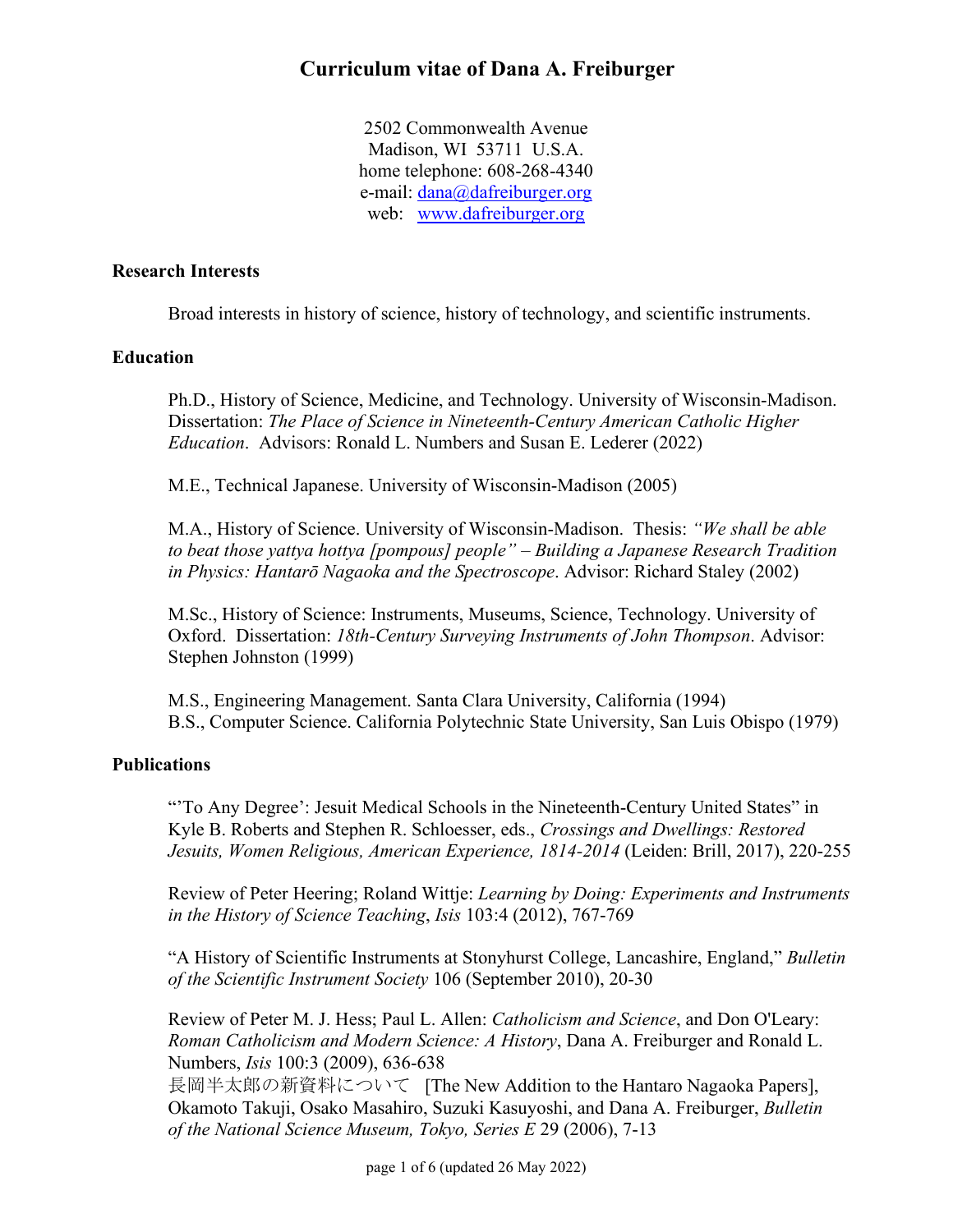# Curriculum vitae of Dana A. Freiburger

2502 Commonwealth Avenue
Madison, WI 53711 U.S.A.
home telephone: 608-268-4340
e-mail: dana@dafreiburger.org
web: www.dafreiburger.org

## Research Interests

Broad interests in history of science, history of technology, and scientific instruments.

## Education

Ph.D., History of Science, Medicine, and Technology. University of Wisconsin-Madison. Dissertation: *The Place of Science in Nineteenth-Century American Catholic Higher Education*. Advisors: Ronald L. Numbers and Susan E. Lederer (2022)

M.E., Technical Japanese. University of Wisconsin-Madison (2005)

M.A., History of Science. University of Wisconsin-Madison. Thesis: *"We shall be able to beat those yattya hottya [pompous] people" – Building a Japanese Research Tradition in Physics: Hantarō Nagaoka and the Spectroscope*. Advisor: Richard Staley (2002)

M.Sc., History of Science: Instruments, Museums, Science, Technology. University of Oxford. Dissertation: *18th-Century Surveying Instruments of John Thompson*. Advisor: Stephen Johnston (1999)

M.S., Engineering Management. Santa Clara University, California (1994)
B.S., Computer Science. California Polytechnic State University, San Luis Obispo (1979)

## Publications

"'To Any Degree': Jesuit Medical Schools in the Nineteenth-Century United States" in Kyle B. Roberts and Stephen R. Schloesser, eds., *Crossings and Dwellings: Restored Jesuits, Women Religious, American Experience, 1814-2014* (Leiden: Brill, 2017), 220-255

Review of Peter Heering; Roland Wittje: *Learning by Doing: Experiments and Instruments in the History of Science Teaching*, *Isis* 103:4 (2012), 767-769

"A History of Scientific Instruments at Stonyhurst College, Lancashire, England," *Bulletin of the Scientific Instrument Society* 106 (September 2010), 20-30

Review of Peter M. J. Hess; Paul L. Allen: *Catholicism and Science*, and Don O'Leary: *Roman Catholicism and Modern Science: A History*, Dana A. Freiburger and Ronald L. Numbers, *Isis* 100:3 (2009), 636-638

長岡半太郎の新資料について [The New Addition to the Hantaro Nagaoka Papers], Okamoto Takuji, Osako Masahiro, Suzuki Kasuyoshi, and Dana A. Freiburger, *Bulletin of the National Science Museum, Tokyo, Series E* 29 (2006), 7-13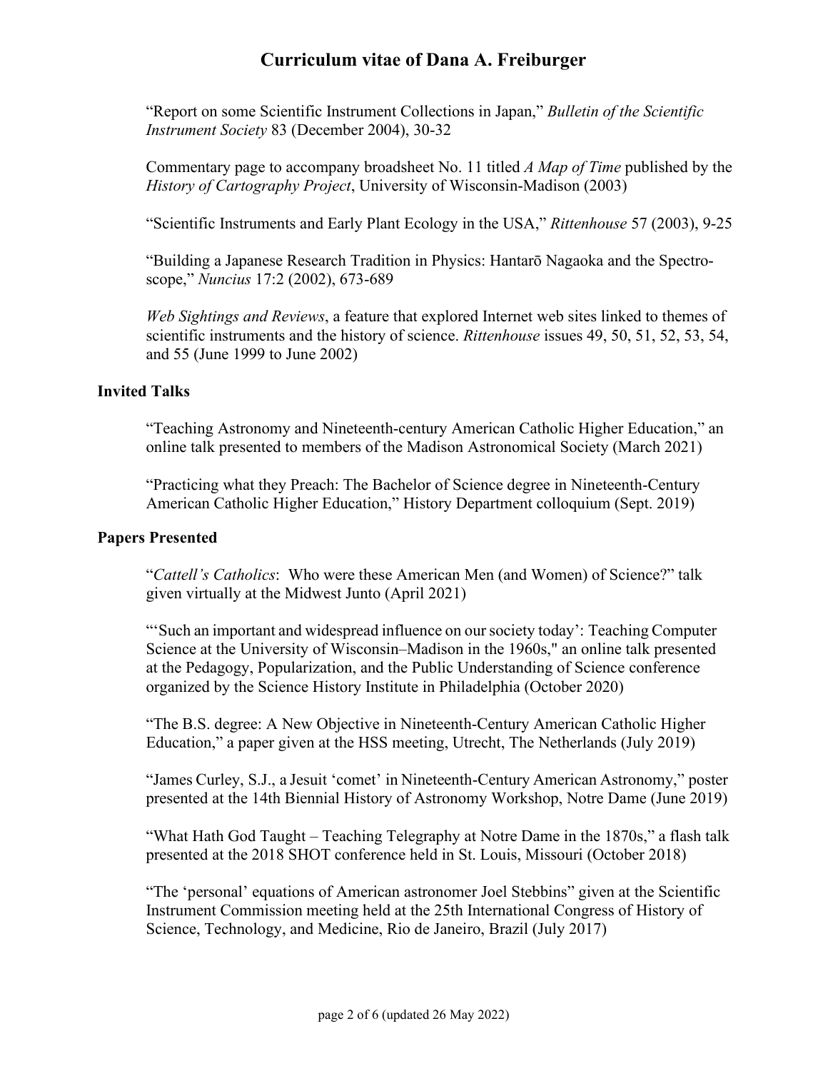"Report on some Scientific Instrument Collections in Japan," *Bulletin of the Scientific Instrument Society* 83 (December 2004), 30-32

Commentary page to accompany broadsheet No. 11 titled *A Map of Time* published by the *History of Cartography Project*, University of Wisconsin-Madison (2003)

"Scientific Instruments and Early Plant Ecology in the USA," *Rittenhouse* 57 (2003), 9-25

"Building a Japanese Research Tradition in Physics: Hantarō Nagaoka and the Spectroscope," *Nuncius* 17:2 (2002), 673-689

*Web Sightings and Reviews*, a feature that explored Internet web sites linked to themes of scientific instruments and the history of science. *Rittenhouse* issues 49, 50, 51, 52, 53, 54, and 55 (June 1999 to June 2002)

**Invited Talks**

"Teaching Astronomy and Nineteenth-century American Catholic Higher Education," an online talk presented to members of the Madison Astronomical Society (March 2021)

"Practicing what they Preach: The Bachelor of Science degree in Nineteenth-Century American Catholic Higher Education," History Department colloquium (Sept. 2019)

**Papers Presented**

"*Cattell's Catholics*: Who were these American Men (and Women) of Science?" talk given virtually at the Midwest Junto (April 2021)

"'Such an important and widespread influence on our society today': Teaching Computer Science at the University of Wisconsin–Madison in the 1960s," an online talk presented at the Pedagogy, Popularization, and the Public Understanding of Science conference organized by the Science History Institute in Philadelphia (October 2020)

"The B.S. degree: A New Objective in Nineteenth-Century American Catholic Higher Education," a paper given at the HSS meeting, Utrecht, The Netherlands (July 2019)

"James Curley, S.J., a Jesuit 'comet' in Nineteenth-Century American Astronomy," poster presented at the 14th Biennial History of Astronomy Workshop, Notre Dame (June 2019)

"What Hath God Taught – Teaching Telegraphy at Notre Dame in the 1870s," a flash talk presented at the 2018 SHOT conference held in St. Louis, Missouri (October 2018)

"The 'personal' equations of American astronomer Joel Stebbins" given at the Scientific Instrument Commission meeting held at the 25th International Congress of History of Science, Technology, and Medicine, Rio de Janeiro, Brazil (July 2017)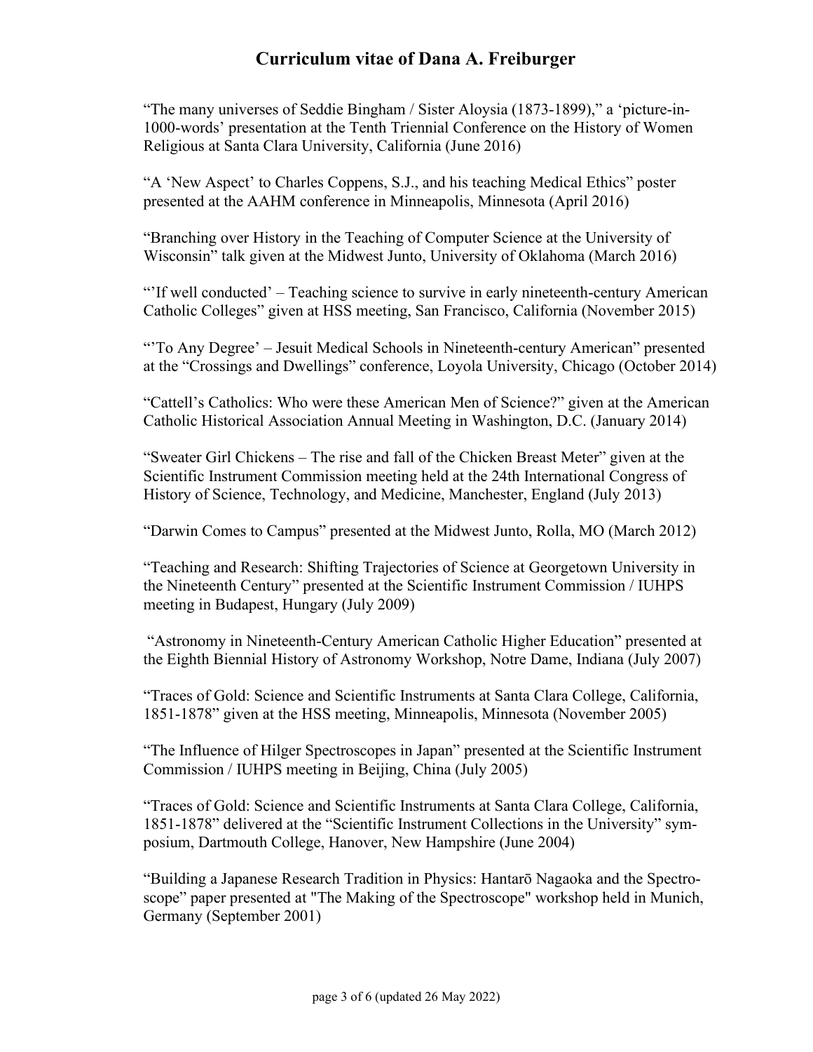"The many universes of Seddie Bingham / Sister Aloysia (1873-1899)," a 'picture-in-1000-words' presentation at the Tenth Triennial Conference on the History of Women Religious at Santa Clara University, California (June 2016)

"A 'New Aspect' to Charles Coppens, S.J., and his teaching Medical Ethics" poster presented at the AAHM conference in Minneapolis, Minnesota (April 2016)

"Branching over History in the Teaching of Computer Science at the University of Wisconsin" talk given at the Midwest Junto, University of Oklahoma (March 2016)

"'If well conducted' – Teaching science to survive in early nineteenth-century American Catholic Colleges" given at HSS meeting, San Francisco, California (November 2015)

"'To Any Degree' – Jesuit Medical Schools in Nineteenth-century American" presented at the "Crossings and Dwellings" conference, Loyola University, Chicago (October 2014)

"Cattell's Catholics: Who were these American Men of Science?" given at the American Catholic Historical Association Annual Meeting in Washington, D.C. (January 2014)

"Sweater Girl Chickens – The rise and fall of the Chicken Breast Meter" given at the Scientific Instrument Commission meeting held at the 24th International Congress of History of Science, Technology, and Medicine, Manchester, England (July 2013)

"Darwin Comes to Campus" presented at the Midwest Junto, Rolla, MO (March 2012)

"Teaching and Research: Shifting Trajectories of Science at Georgetown University in the Nineteenth Century" presented at the Scientific Instrument Commission / IUHPS meeting in Budapest, Hungary (July 2009)

"Astronomy in Nineteenth-Century American Catholic Higher Education" presented at the Eighth Biennial History of Astronomy Workshop, Notre Dame, Indiana (July 2007)

"Traces of Gold: Science and Scientific Instruments at Santa Clara College, California, 1851-1878" given at the HSS meeting, Minneapolis, Minnesota (November 2005)

"The Influence of Hilger Spectroscopes in Japan" presented at the Scientific Instrument Commission / IUHPS meeting in Beijing, China (July 2005)

"Traces of Gold: Science and Scientific Instruments at Santa Clara College, California, 1851-1878" delivered at the "Scientific Instrument Collections in the University" symposium, Dartmouth College, Hanover, New Hampshire (June 2004)

"Building a Japanese Research Tradition in Physics: Hantarō Nagaoka and the Spectroscope" paper presented at "The Making of the Spectroscope" workshop held in Munich, Germany (September 2001)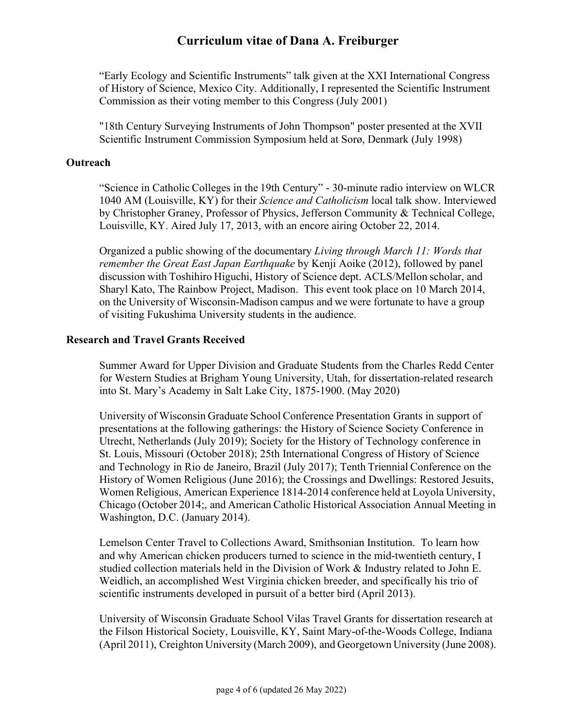"Early Ecology and Scientific Instruments" talk given at the XXI International Congress of History of Science, Mexico City. Additionally, I represented the Scientific Instrument Commission as their voting member to this Congress (July 2001)

"18th Century Surveying Instruments of John Thompson" poster presented at the XVII Scientific Instrument Commission Symposium held at Sorø, Denmark (July 1998)

### Outreach

"Science in Catholic Colleges in the 19th Century" - 30-minute radio interview on WLCR 1040 AM (Louisville, KY) for their *Science and Catholicism* local talk show. Interviewed by Christopher Graney, Professor of Physics, Jefferson Community & Technical College, Louisville, KY. Aired July 17, 2013, with an encore airing October 22, 2014.

Organized a public showing of the documentary *Living through March 11: Words that remember the Great East Japan Earthquake* by Kenji Aoike (2012), followed by panel discussion with Toshihiro Higuchi, History of Science dept. ACLS/Mellon scholar, and Sharyl Kato, The Rainbow Project, Madison. This event took place on 10 March 2014, on the University of Wisconsin-Madison campus and we were fortunate to have a group of visiting Fukushima University students in the audience.

### Research and Travel Grants Received

Summer Award for Upper Division and Graduate Students from the Charles Redd Center for Western Studies at Brigham Young University, Utah, for dissertation-related research into St. Mary's Academy in Salt Lake City, 1875-1900. (May 2020)

University of Wisconsin Graduate School Conference Presentation Grants in support of presentations at the following gatherings: the History of Science Society Conference in Utrecht, Netherlands (July 2019); Society for the History of Technology conference in St. Louis, Missouri (October 2018); 25th International Congress of History of Science and Technology in Rio de Janeiro, Brazil (July 2017); Tenth Triennial Conference on the History of Women Religious (June 2016); the Crossings and Dwellings: Restored Jesuits, Women Religious, American Experience 1814-2014 conference held at Loyola University, Chicago (October 2014;, and American Catholic Historical Association Annual Meeting in Washington, D.C. (January 2014).

Lemelson Center Travel to Collections Award, Smithsonian Institution. To learn how and why American chicken producers turned to science in the mid-twentieth century, I studied collection materials held in the Division of Work & Industry related to John E. Weidlich, an accomplished West Virginia chicken breeder, and specifically his trio of scientific instruments developed in pursuit of a better bird (April 2013).

University of Wisconsin Graduate School Vilas Travel Grants for dissertation research at the Filson Historical Society, Louisville, KY, Saint Mary-of-the-Woods College, Indiana (April 2011), Creighton University (March 2009), and Georgetown University (June 2008).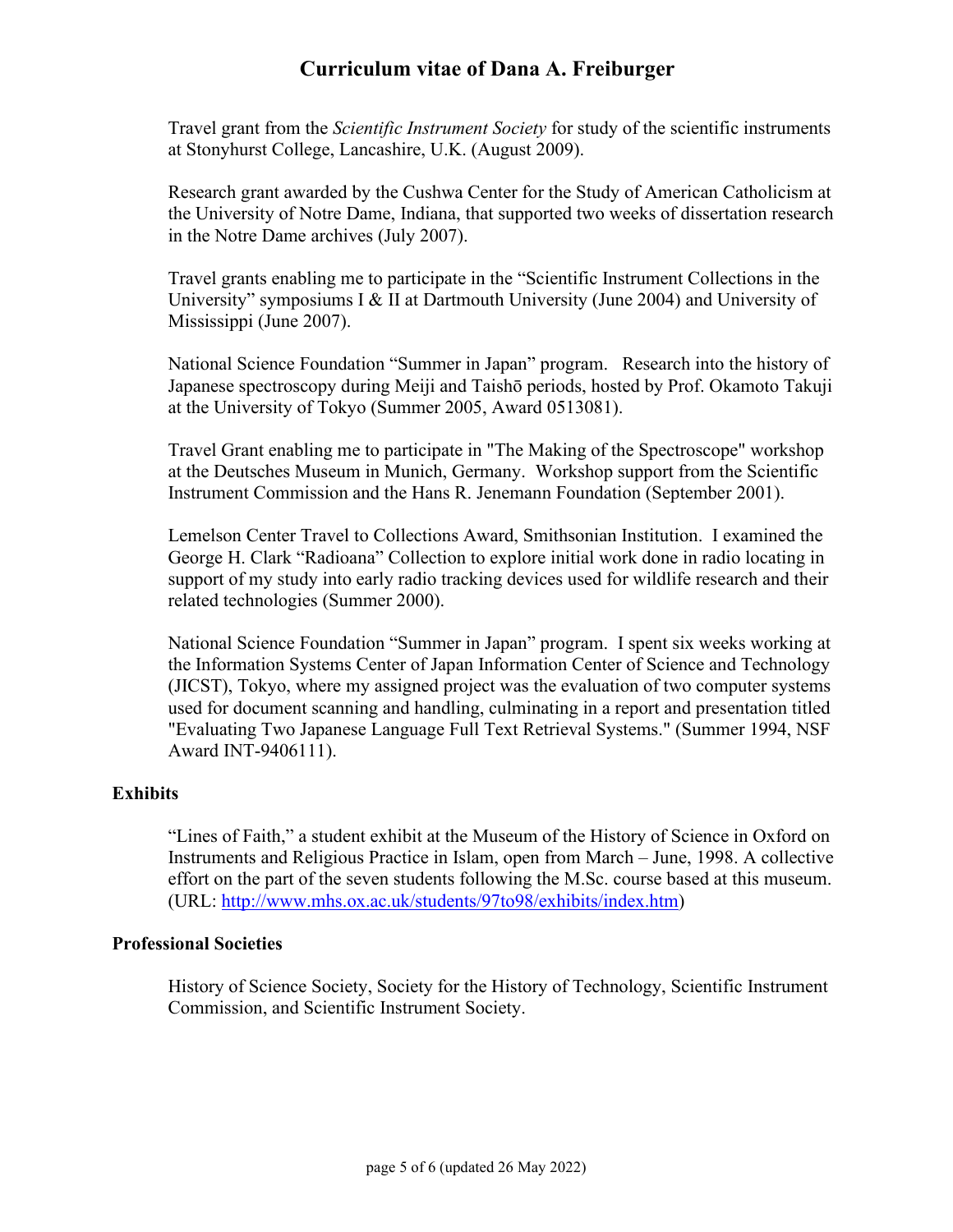Travel grant from the *Scientific Instrument Society* for study of the scientific instruments at Stonyhurst College, Lancashire, U.K. (August 2009).

Research grant awarded by the Cushwa Center for the Study of American Catholicism at the University of Notre Dame, Indiana, that supported two weeks of dissertation research in the Notre Dame archives (July 2007).

Travel grants enabling me to participate in the "Scientific Instrument Collections in the University" symposiums I & II at Dartmouth University (June 2004) and University of Mississippi (June 2007).

National Science Foundation "Summer in Japan" program. Research into the history of Japanese spectroscopy during Meiji and Taishō periods, hosted by Prof. Okamoto Takuji at the University of Tokyo (Summer 2005, Award 0513081).

Travel Grant enabling me to participate in "The Making of the Spectroscope" workshop at the Deutsches Museum in Munich, Germany. Workshop support from the Scientific Instrument Commission and the Hans R. Jenemann Foundation (September 2001).

Lemelson Center Travel to Collections Award, Smithsonian Institution. I examined the George H. Clark "Radioana" Collection to explore initial work done in radio locating in support of my study into early radio tracking devices used for wildlife research and their related technologies (Summer 2000).

National Science Foundation "Summer in Japan" program. I spent six weeks working at the Information Systems Center of Japan Information Center of Science and Technology (JICST), Tokyo, where my assigned project was the evaluation of two computer systems used for document scanning and handling, culminating in a report and presentation titled "Evaluating Two Japanese Language Full Text Retrieval Systems." (Summer 1994, NSF Award INT-9406111).

### Exhibits

"Lines of Faith," a student exhibit at the Museum of the History of Science in Oxford on Instruments and Religious Practice in Islam, open from March – June, 1998. A collective effort on the part of the seven students following the M.Sc. course based at this museum. (URL: http://www.mhs.ox.ac.uk/students/97to98/exhibits/index.htm)

### Professional Societies

History of Science Society, Society for the History of Technology, Scientific Instrument Commission, and Scientific Instrument Society.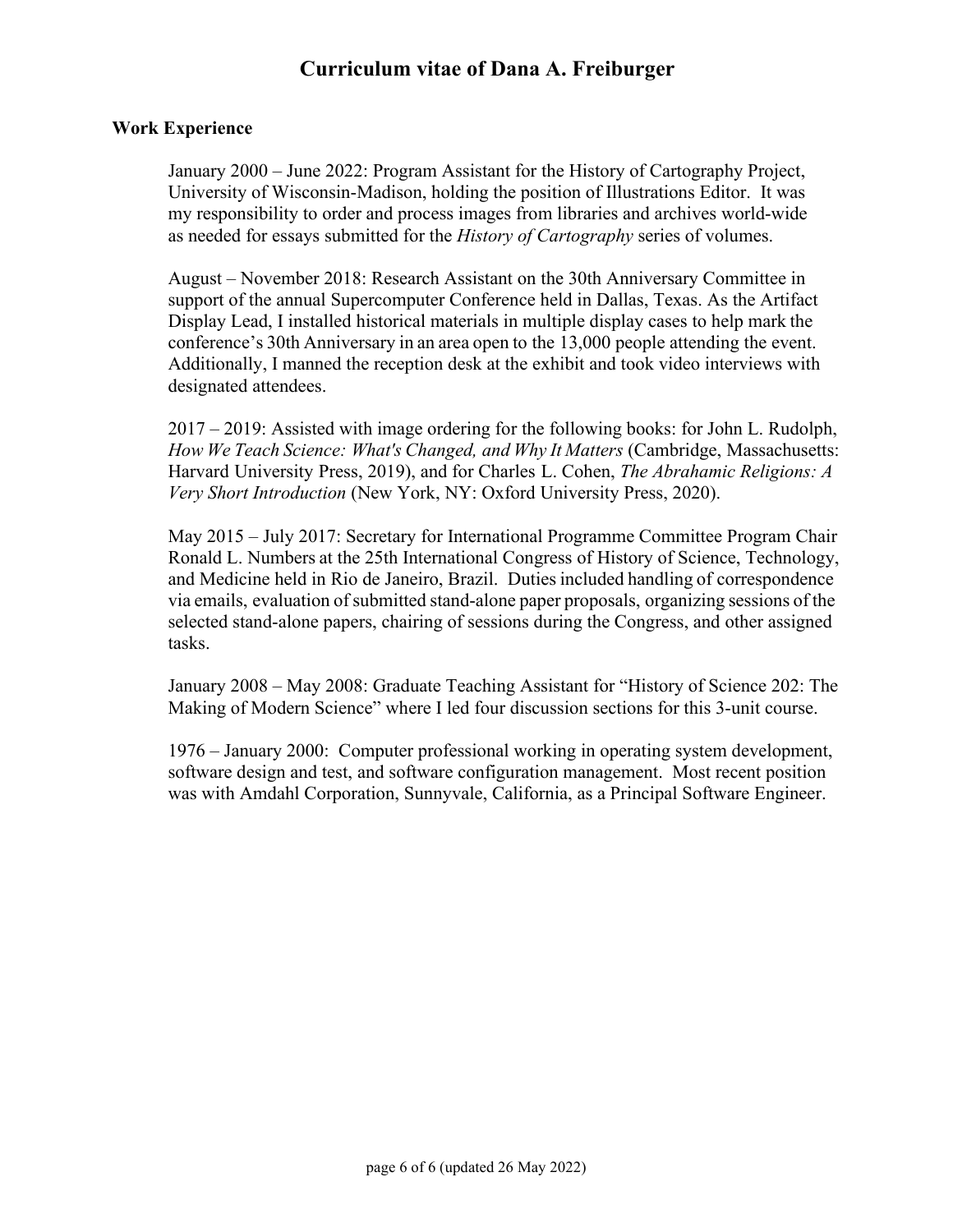## Curriculum vitae of Dana A. Freiburger

### Work Experience

January 2000 – June 2022: Program Assistant for the History of Cartography Project, University of Wisconsin-Madison, holding the position of Illustrations Editor. It was my responsibility to order and process images from libraries and archives world-wide as needed for essays submitted for the *History of Cartography* series of volumes.

August – November 2018: Research Assistant on the 30th Anniversary Committee in support of the annual Supercomputer Conference held in Dallas, Texas. As the Artifact Display Lead, I installed historical materials in multiple display cases to help mark the conference's 30th Anniversary in an area open to the 13,000 people attending the event. Additionally, I manned the reception desk at the exhibit and took video interviews with designated attendees.

2017 – 2019: Assisted with image ordering for the following books: for John L. Rudolph, *How We Teach Science: What's Changed, and Why It Matters* (Cambridge, Massachusetts: Harvard University Press, 2019), and for Charles L. Cohen, *The Abrahamic Religions: A Very Short Introduction* (New York, NY: Oxford University Press, 2020).

May 2015 – July 2017: Secretary for International Programme Committee Program Chair Ronald L. Numbers at the 25th International Congress of History of Science, Technology, and Medicine held in Rio de Janeiro, Brazil. Duties included handling of correspondence via emails, evaluation of submitted stand-alone paper proposals, organizing sessions of the selected stand-alone papers, chairing of sessions during the Congress, and other assigned tasks.

January 2008 – May 2008: Graduate Teaching Assistant for "History of Science 202: The Making of Modern Science" where I led four discussion sections for this 3-unit course.

1976 – January 2000: Computer professional working in operating system development, software design and test, and software configuration management. Most recent position was with Amdahl Corporation, Sunnyvale, California, as a Principal Software Engineer.